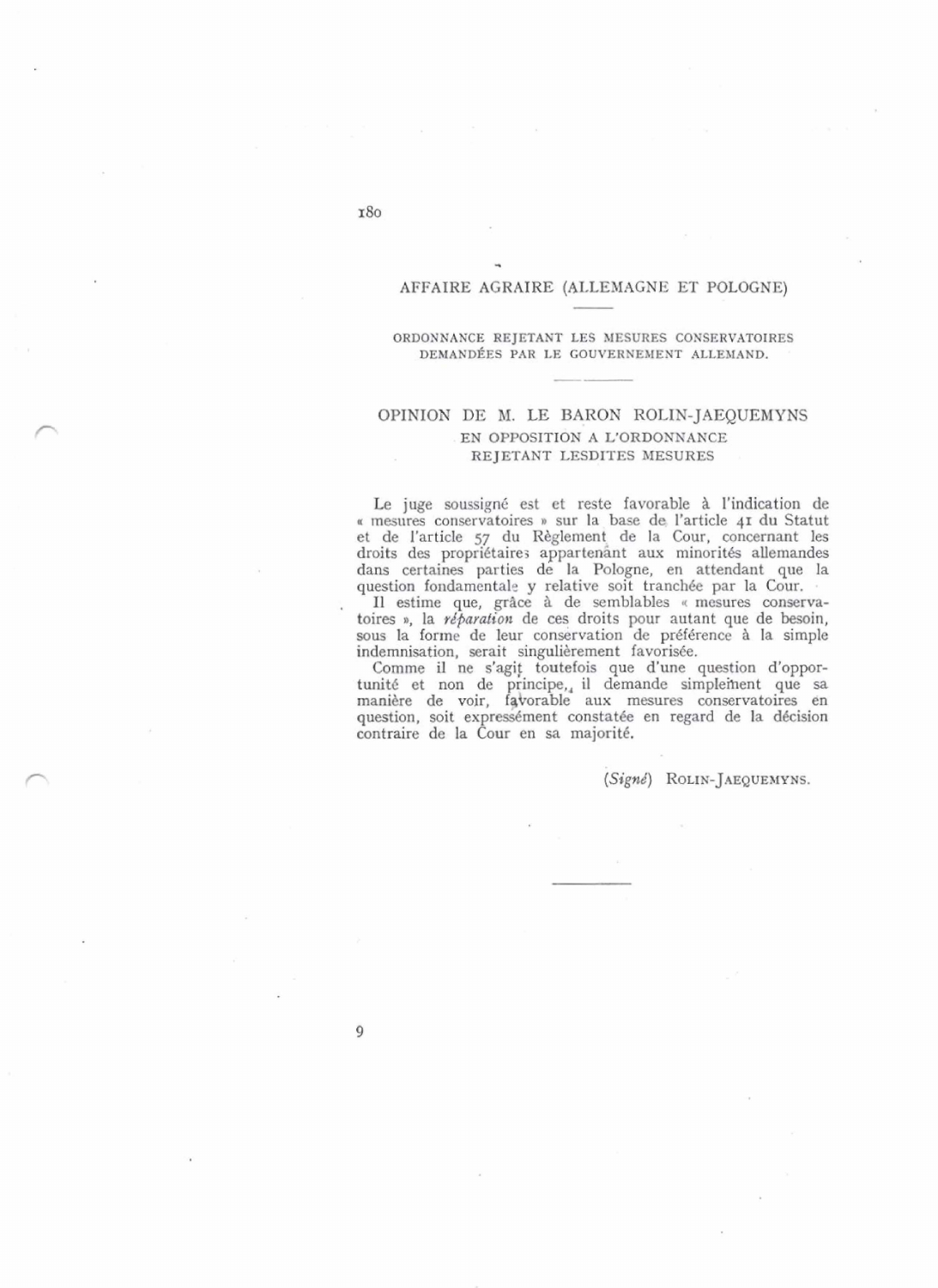## AFFAIRE AGRAIRE (ALLEMAGNE ET POLOGNE)

ORDONNANCE REJETANT LES MESURES CONSERVATOIRES DEMANDÉES PAR LE GOUVERNEMENT ALLEMAND.

### OPINION DE M. LE BARON ROLIN-JAEQUEMYNS EN OPPOSITION A L'ORDONNANCE REJETANT LESDITES MESURES

Le juge soussigné est et reste favorable à l'indication de « mesures conservatoires » sur la base de l'article 41 du Statut et de l'article 57 du Règlement de la Cour, concernant les droits des propriétaires appartenant aux minorités allemandes dans certaines parties de la Pologne, en attendant que la question fondamentale y relative soit tranchée par la Cour.

Il estime que, grâce à de semblables « mesures conservatoires », la *réparation* de ces droits pour autant que de besoin, sous la forme de leur conservation de préférence à la simple indemnisation, serait singulièrement favorisée.

Comme il ne s'agit toutefois que d'une question d'opportunité et non de principe, il demande simplement que sa manière de voir, favorable aux mesures conservatoires en question, soit expressément constatée en regard de la décision contraire de la Cour en sa majorité.

(*Signé*) ROLIN-JAEQUEMYNS.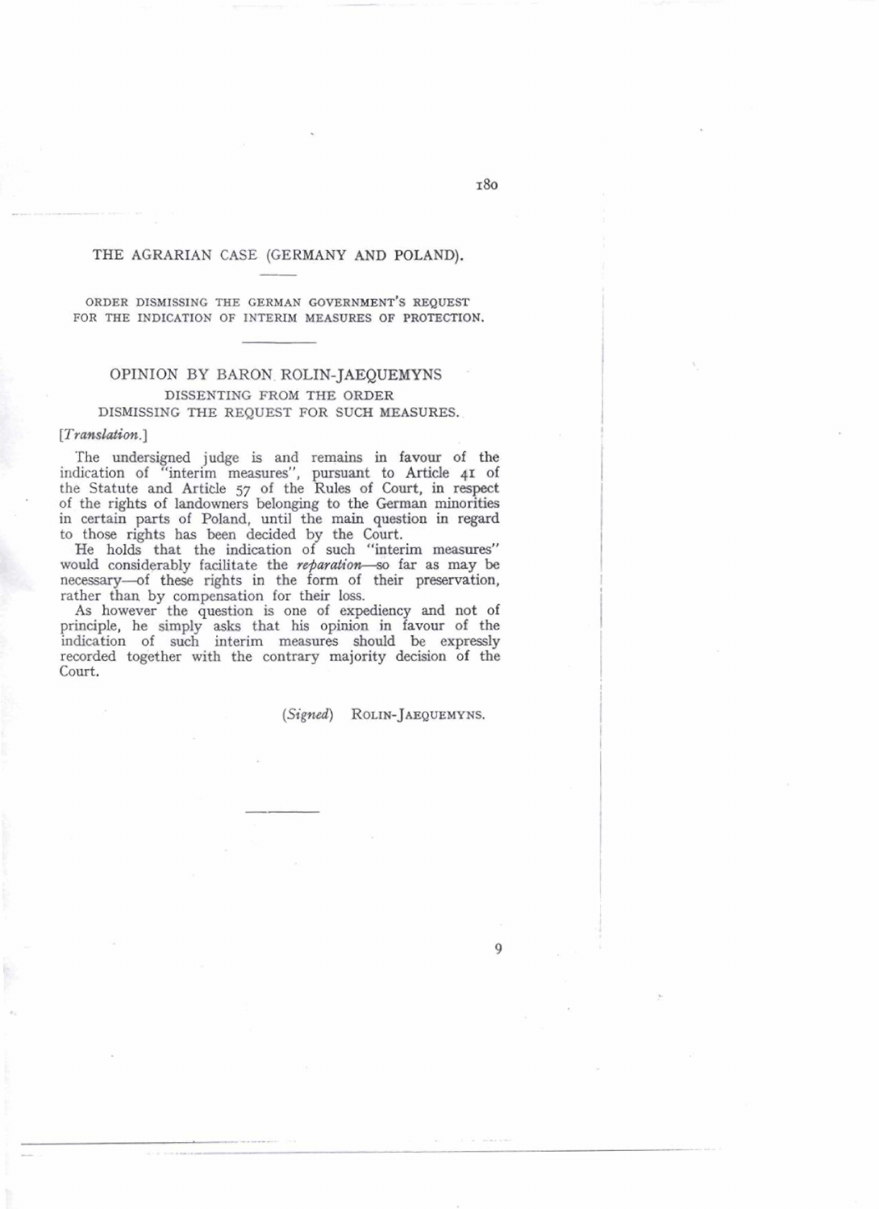# THE AGRARIAN CASE (GERMANY AND POLAND).

ORDER DISMISSING THE GERMAN GOVERNMENT'S REQUEST FOR THE INDICATION OF INTERIM MEASURES OF PROTECTION.

## OPINION BY BARON ROLIN-JAEQUEMYNS

### DISSENTING FROM THE ORDER DISMISSING THE REQUEST FOR SUCH MEASURES.

[*Translation.*]

The undersigned judge is and remains in favour of the indication of "interim measures", pursuant to Article 41 of the Statute and Article 57 of the Rules of Court, in respect of the rights of landowners belonging to the German minorities in certain parts of Poland, until the main question in regard to those rights has been decided by the Court.

He holds that the indication of such "interim measures" would considerably facilitate the *reparation*—so far as may be necessary—of these rights in the form of their preservation, rather than by compensation for their loss.

As however the question is one of expediency and not of principle, he simply asks that his opinion in favour of the indication of such interim measures should be expressly recorded together with the contrary majority decision of the Court.

(*Signed*) ROLIN-JAEQUEMYNS.